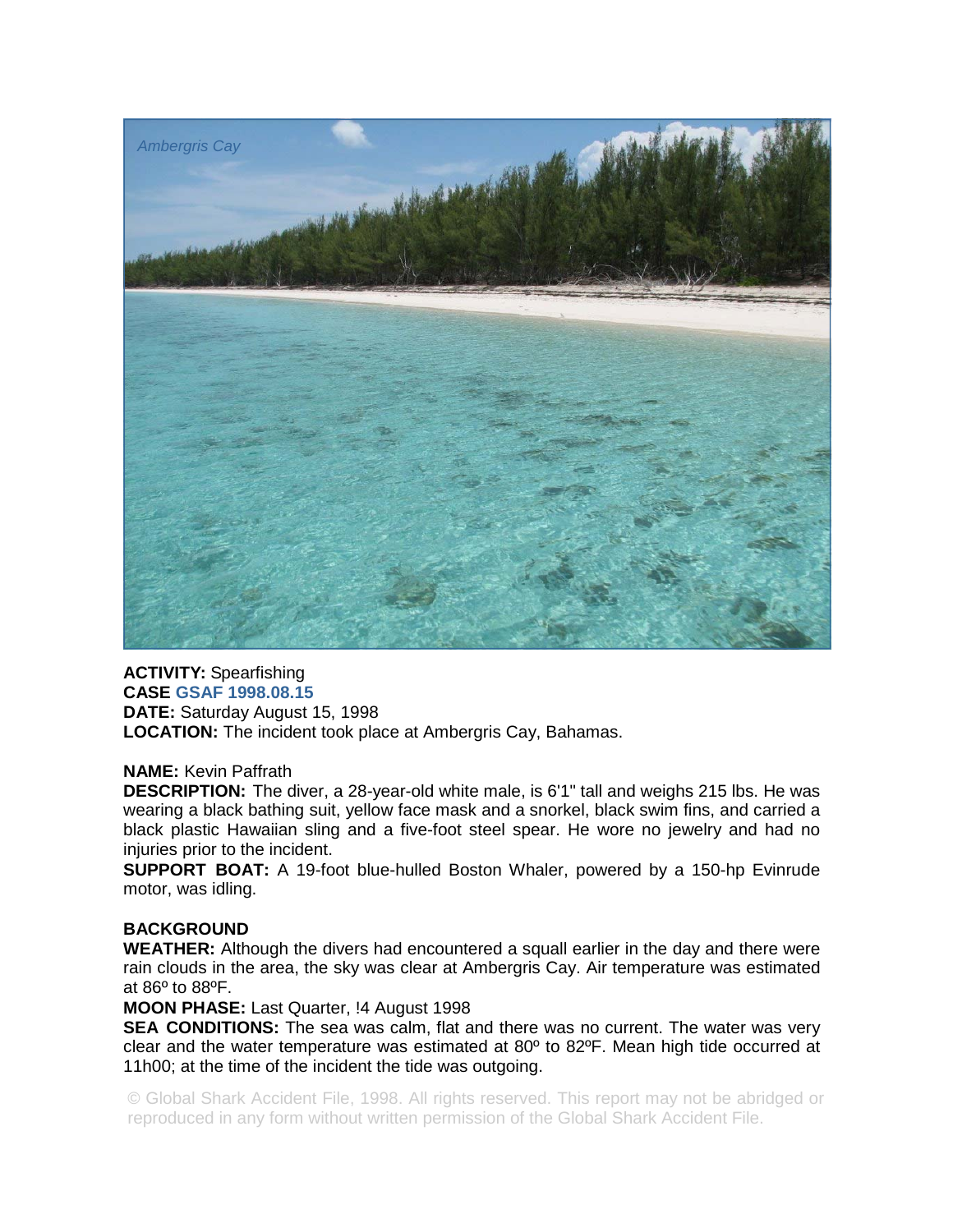Ambergris Cay

**ACTIVITY:** Spearfishing
**CASE GSAF 1998.08.15**
**DATE:** Saturday August 15, 1998
**LOCATION:** The incident took place at Ambergris Cay, Bahamas.

**NAME:** Kevin Paffrath
**DESCRIPTION:** The diver, a 28-year-old white male, is 6'1" tall and weighs 215 lbs. He was wearing a black bathing suit, yellow face mask and a snorkel, black swim fins, and carried a black plastic Hawaiian sling and a five-foot steel spear. He wore no jewelry and had no injuries prior to the incident.
**SUPPORT BOAT:** A 19-foot blue-hulled Boston Whaler, powered by a 150-hp Evinrude motor, was idling.

**BACKGROUND**
**WEATHER:** Although the divers had encountered a squall earlier in the day and there were rain clouds in the area, the sky was clear at Ambergris Cay. Air temperature was estimated at 86º to 88ºF.
**MOON PHASE:** Last Quarter, !4 August 1998
**SEA CONDITIONS:** The sea was calm, flat and there was no current. The water was very clear and the water temperature was estimated at 80º to 82ºF. Mean high tide occurred at 11h00; at the time of the incident the tide was outgoing.

© Global Shark Accident File, 1998. All rights reserved. This report may not be abridged or reproduced in any form without written permission of the Global Shark Accident File.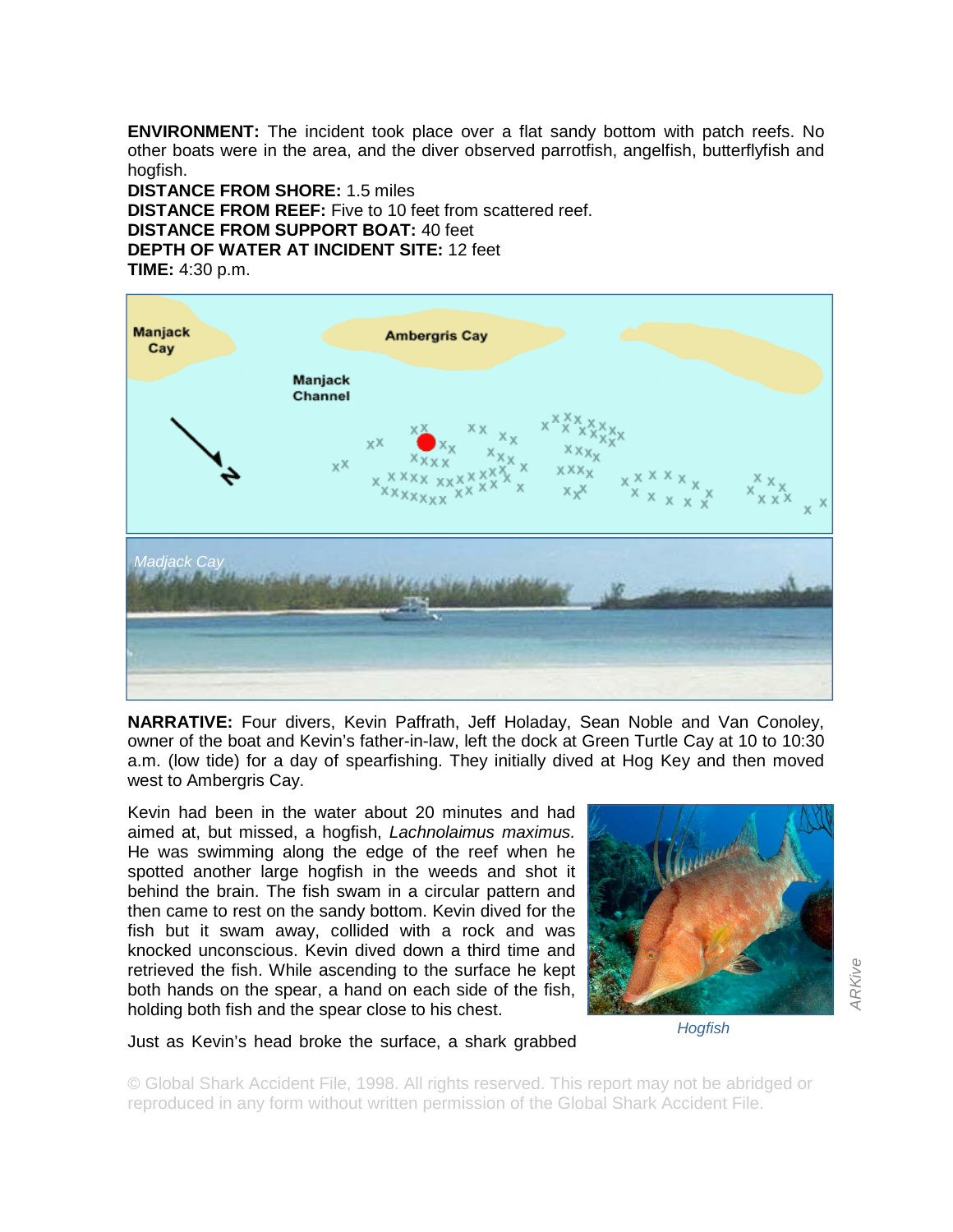**ENVIRONMENT:** The incident took place over a flat sandy bottom with patch reefs. No other boats were in the area, and the diver observed parrotfish, angelfish, butterflyfish and hogfish.

**DISTANCE FROM SHORE:** 1.5 miles

**DISTANCE FROM REEF:** Five to 10 feet from scattered reef.

**DISTANCE FROM SUPPORT BOAT:** 40 feet

**DEPTH OF WATER AT INCIDENT SITE:** 12 feet

**TIME:** 4:30 p.m.

*Madjack Cay*

**NARRATIVE:** Four divers, Kevin Paffrath, Jeff Holaday, Sean Noble and Van Conoley, owner of the boat and Kevin's father-in-law, left the dock at Green Turtle Cay at 10 to 10:30 a.m. (low tide) for a day of spearfishing. They initially dived at Hog Key and then moved west to Ambergris Cay.

Kevin had been in the water about 20 minutes and had aimed at, but missed, a hogfish, *Lachnolaimus maximus.* He was swimming along the edge of the reef when he spotted another large hogfish in the weeds and shot it behind the brain. The fish swam in a circular pattern and then came to rest on the sandy bottom. Kevin dived for the fish but it swam away, collided with a rock and was knocked unconscious. Kevin dived down a third time and retrieved the fish. While ascending to the surface he kept both hands on the spear, a hand on each side of the fish, holding both fish and the spear close to his chest.

*Hogfish*

Just as Kevin's head broke the surface, a shark grabbed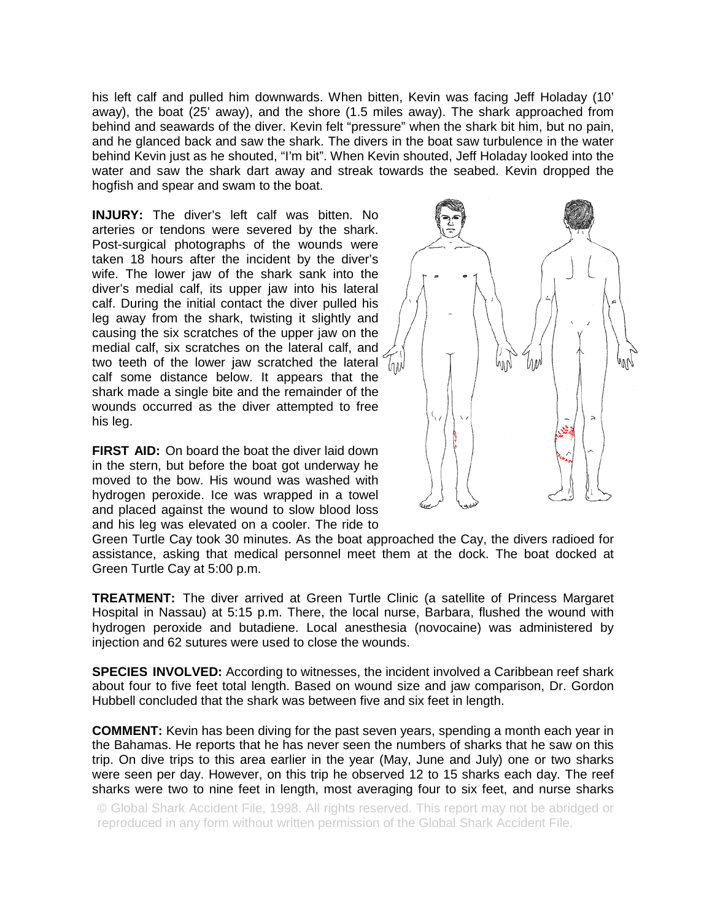his left calf and pulled him downwards. When bitten, Kevin was facing Jeff Holaday (10' away), the boat (25' away), and the shore (1.5 miles away). The shark approached from behind and seawards of the diver. Kevin felt "pressure" when the shark bit him, but no pain, and he glanced back and saw the shark. The divers in the boat saw turbulence in the water behind Kevin just as he shouted, "I'm bit". When Kevin shouted, Jeff Holaday looked into the water and saw the shark dart away and streak towards the seabed. Kevin dropped the hogfish and spear and swam to the boat.

**INJURY:** The diver's left calf was bitten. No arteries or tendons were severed by the shark. Post-surgical photographs of the wounds were taken 18 hours after the incident by the diver's wife. The lower jaw of the shark sank into the diver's medial calf, its upper jaw into his lateral calf. During the initial contact the diver pulled his leg away from the shark, twisting it slightly and causing the six scratches of the upper jaw on the medial calf, six scratches on the lateral calf, and two teeth of the lower jaw scratched the lateral calf some distance below. It appears that the shark made a single bite and the remainder of the wounds occurred as the diver attempted to free his leg.

**FIRST AID:** On board the boat the diver laid down in the stern, but before the boat got underway he moved to the bow. His wound was washed with hydrogen peroxide. Ice was wrapped in a towel and placed against the wound to slow blood loss and his leg was elevated on a cooler. The ride to Green Turtle Cay took 30 minutes. As the boat approached the Cay, the divers radioed for assistance, asking that medical personnel meet them at the dock. The boat docked at Green Turtle Cay at 5:00 p.m.

**TREATMENT:** The diver arrived at Green Turtle Clinic (a satellite of Princess Margaret Hospital in Nassau) at 5:15 p.m. There, the local nurse, Barbara, flushed the wound with hydrogen peroxide and butadiene. Local anesthesia (novocaine) was administered by injection and 62 sutures were used to close the wounds.

**SPECIES INVOLVED:** According to witnesses, the incident involved a Caribbean reef shark about four to five feet total length. Based on wound size and jaw comparison, Dr. Gordon Hubbell concluded that the shark was between five and six feet in length.

**COMMENT:** Kevin has been diving for the past seven years, spending a month each year in the Bahamas. He reports that he has never seen the numbers of sharks that he saw on this trip. On dive trips to this area earlier in the year (May, June and July) one or two sharks were seen per day. However, on this trip he observed 12 to 15 sharks each day. The reef sharks were two to nine feet in length, most averaging four to six feet, and nurse sharks

© Global Shark Accident File, 1998. All rights reserved. This report may not be abridged or reproduced in any form without written permission of the Global Shark Accident File.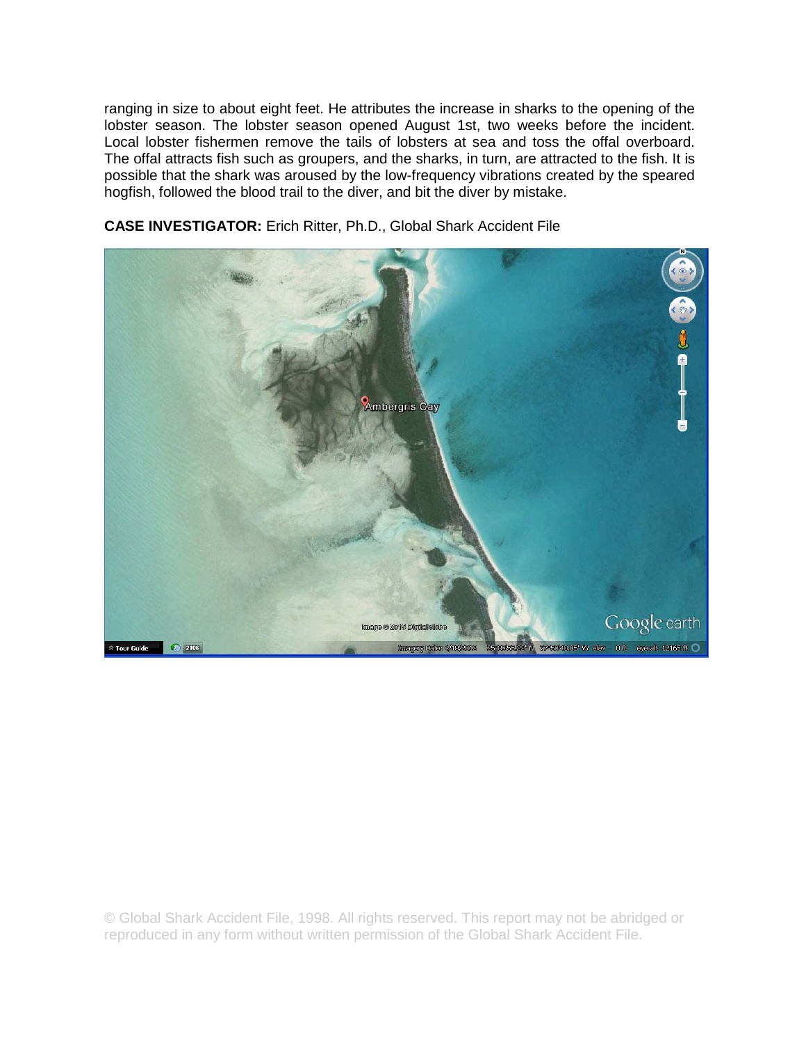ranging in size to about eight feet. He attributes the increase in sharks to the opening of the lobster season. The lobster season opened August 1st, two weeks before the incident. Local lobster fishermen remove the tails of lobsters at sea and toss the offal overboard. The offal attracts fish such as groupers, and the sharks, in turn, are attracted to the fish. It is possible that the shark was aroused by the low-frequency vibrations created by the speared hogfish, followed the blood trail to the diver, and bit the diver by mistake.

**CASE INVESTIGATOR:** Erich Ritter, Ph.D., Global Shark Accident File